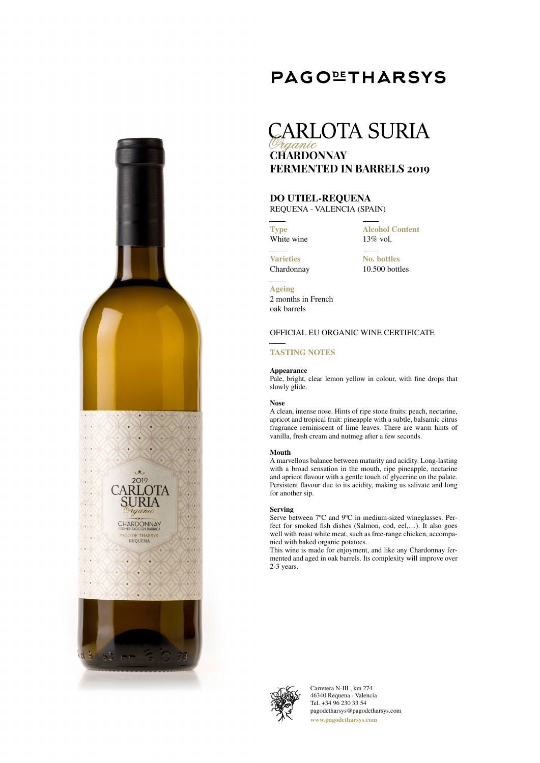# PAGO DE THARSYS

# CARLOTA SURIA

*Organic*

## CHARDONNAY
## FERMENTED IN BARRELS 2019

### DO UTIEL-REQUENA

REQUENA - VALENCIA (SPAIN)

**Type**
White wine

**Alcohol Content**
13% vol.

**Varieties**
Chardonnay

**No. bottles**
10.500 bottles

**Ageing**
2 months in French oak barrels

OFFICIAL EU ORGANIC WINE CERTIFICATE

### TASTING NOTES

**Appearance**
Pale, bright, clear lemon yellow in colour, with fine drops that slowly glide.

**Nose**
A clean, intense nose. Hints of ripe stone fruits: peach, nectarine, apricot and tropical fruit: pineapple with a subtle, balsamic citrus fragrance reminiscent of lime leaves. There are warm hints of vanilla, fresh cream and nutmeg after a few seconds.

**Mouth**
A marvellous balance between maturity and acidity. Long-lasting with a broad sensation in the mouth, ripe pineapple, nectarine and apricot flavour with a gentle touch of glycerine on the palate. Persistent flavour due to its acidity, making us salivate and long for another sip.

**Serving**
Serve between 7ºC and 9ºC in medium-sized wineglasses. Perfect for smoked fish dishes (Salmon, cod, eel,…). It also goes well with roast white meat, such as free-range chicken, accompanied with baked organic potatoes.
This wine is made for enjoyment, and like any Chardonnay fermented and aged in oak barrels. Its complexity will improve over 2-3 years.

Carretera N-III , km 274
46340 Requena - Valencia
Tel. +34 96 230 33 54
pagodetharsys@pagodetharsys.com
www.pagodetharsys.com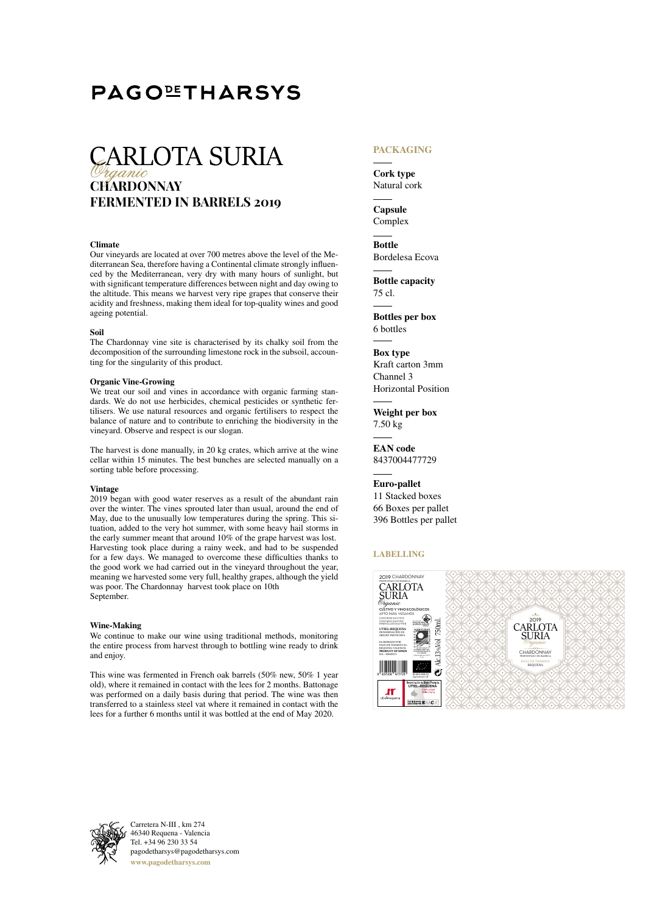# PAGO DE THARSYS

## CARLOTA SURIA *Organic* CHARDONNAY FERMENTED IN BARRELS 2019

### Climate

Our vineyards are located at over 700 metres above the level of the Mediterranean Sea, therefore having a Continental climate strongly influenced by the Mediterranean, very dry with many hours of sunlight, but with significant temperature differences between night and day owing to the altitude. This means we harvest very ripe grapes that conserve their acidity and freshness, making them ideal for top-quality wines and good ageing potential.

### Soil

The Chardonnay vine site is characterised by its chalky soil from the decomposition of the surrounding limestone rock in the subsoil, accounting for the singularity of this product.

### Organic Vine-Growing

We treat our soil and vines in accordance with organic farming standards. We do not use herbicides, chemical pesticides or synthetic fertilisers. We use natural resources and organic fertilisers to respect the balance of nature and to contribute to enriching the biodiversity in the vineyard. Observe and respect is our slogan.

The harvest is done manually, in 20 kg crates, which arrive at the wine cellar within 15 minutes. The best bunches are selected manually on a sorting table before processing.

### Vintage

2019 began with good water reserves as a result of the abundant rain over the winter. The vines sprouted later than usual, around the end of May, due to the unusually low temperatures during the spring. This situation, added to the very hot summer, with some heavy hail storms in the early summer meant that around 10% of the grape harvest was lost. Harvesting took place during a rainy week, and had to be suspended for a few days. We managed to overcome these difficulties thanks to the good work we had carried out in the vineyard throughout the year, meaning we harvested some very full, healthy grapes, although the yield was poor. The Chardonnay harvest took place on 10th September.

### Wine-Making

We continue to make our wine using traditional methods, monitoring the entire process from harvest through to bottling wine ready to drink and enjoy.

This wine was fermented in French oak barrels (50% new, 50% 1 year old), where it remained in contact with the lees for 2 months. Battonage was performed on a daily basis during that period. The wine was then transferred to a stainless steel vat where it remained in contact with the lees for a further 6 months until it was bottled at the end of May 2020.

## PACKAGING

**Cork type**
Natural cork

**Capsule**
Complex

**Bottle**
Bordelesa Ecova

**Bottle capacity**
75 cl.

**Bottles per box**
6 bottles

**Box type**
Kraft carton 3mm
Channel 3
Horizontal Position

**Weight per box**
7.50 kg

**EAN code**
8437004477729

**Euro-pallet**
11 Stacked boxes
66 Boxes per pallet
396 Bottles per pallet

## LABELLING

Carretera N-III , km 274
46340 Requena - Valencia
Tel. +34 96 230 33 54
pagodetharsys@pagodetharsys.com
www.pagodetharsys.com